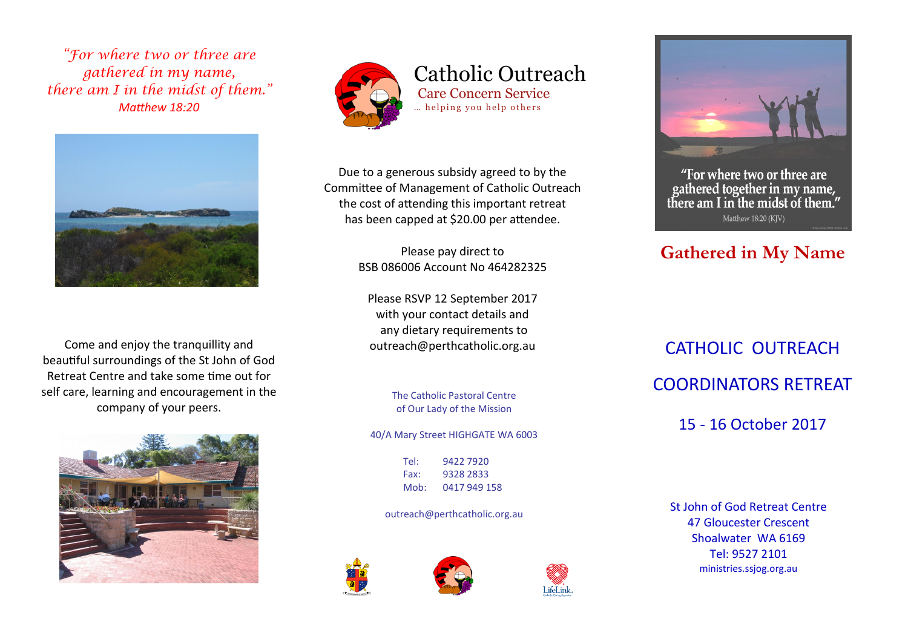*"For where two or three are gathered in my name, there am I in the midst of them."*
*Matthew 18:20*

Come and enjoy the tranquillity and beautiful surroundings of the St John of God Retreat Centre and take some time out for self care, learning and encouragement in the company of your peers.

# Catholic Outreach

## Care Concern Service

… helping you help others

Due to a generous subsidy agreed to by the Committee of Management of Catholic Outreach the cost of attending this important retreat has been capped at $20.00 per attendee.

Please pay direct to
BSB 086006 Account No 464282325

Please RSVP 12 September 2017
with your contact details and
any dietary requirements to
outreach@perthcatholic.org.au

The Catholic Pastoral Centre
of Our Lady of the Mission

40/A Mary Street HIGHGATE WA 6003

Tel: 9422 7920
Fax: 9328 2833
Mob: 0417 949 158

outreach@perthcatholic.org.au

"For where two or three are gathered together in my name, there am I in the midst of them."
Matthew 18:20 (KJV)

## Gathered in My Name

# CATHOLIC OUTREACH

# COORDINATORS RETREAT

## 15 - 16 October 2017

St John of God Retreat Centre
47 Gloucester Crescent
Shoalwater WA 6169
Tel: 9527 2101
ministries.ssjog.org.au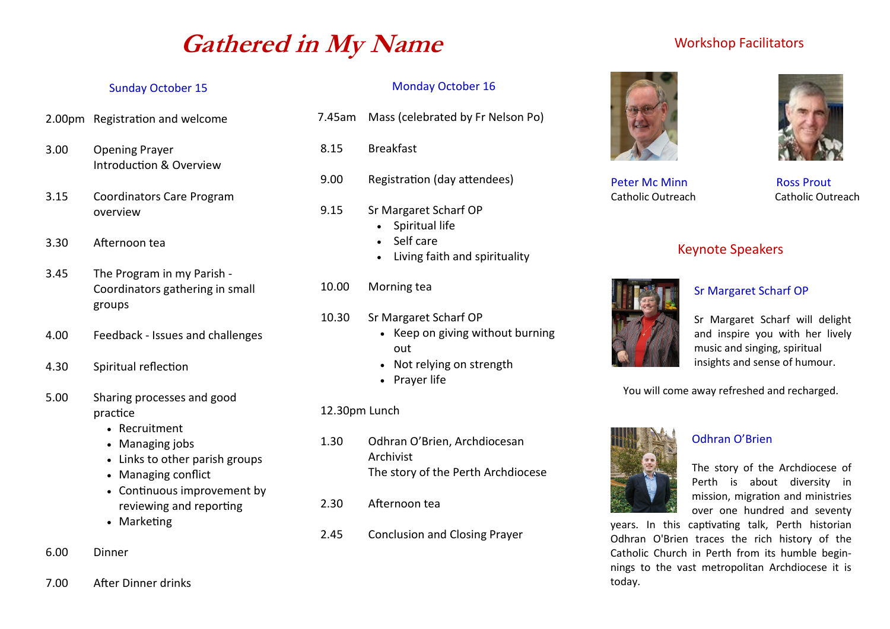# *Gathered in My Name*

## Sunday October 15

| | |
|---|---|
| 2.00pm | Registration and welcome |
| 3.00 | Opening Prayer<br>Introduction & Overview |
| 3.15 | Coordinators Care Program overview |
| 3.30 | Afternoon tea |
| 3.45 | The Program in my Parish - Coordinators gathering in small groups |
| 4.00 | Feedback - Issues and challenges |
| 4.30 | Spiritual reflection |
| 5.00 | Sharing processes and good practice<br>• Recruitment<br>• Managing jobs<br>• Links to other parish groups<br>• Managing conflict<br>• Continuous improvement by reviewing and reporting<br>• Marketing |
| 6.00 | Dinner |
| 7.00 | After Dinner drinks |

## Monday October 16

| | |
|---|---|
| 7.45am | Mass (celebrated by Fr Nelson Po) |
| 8.15 | Breakfast |
| 9.00 | Registration (day attendees) |
| 9.15 | Sr Margaret Scharf OP<br>• Spiritual life<br>• Self care<br>• Living faith and spirituality |
| 10.00 | Morning tea |
| 10.30 | Sr Margaret Scharf OP<br>• Keep on giving without burning out<br>• Not relying on strength<br>• Prayer life |
| 12.30pm | Lunch |
| 1.30 | Odhran O'Brien, Archdiocesan Archivist<br>The story of the Perth Archdiocese |
| 2.30 | Afternoon tea |
| 2.45 | Conclusion and Closing Prayer |

## Workshop Facilitators

**Peter Mc Minn**
Catholic Outreach

**Ross Prout**
Catholic Outreach

## Keynote Speakers

### Sr Margaret Scharf OP

Sr Margaret Scharf will delight and inspire you with her lively music and singing, spiritual insights and sense of humour.

You will come away refreshed and recharged.

### Odhran O'Brien

The story of the Archdiocese of Perth is about diversity in mission, migration and ministries over one hundred and seventy years. In this captivating talk, Perth historian Odhran O'Brien traces the rich history of the Catholic Church in Perth from its humble beginnings to the vast metropolitan Archdiocese it is today.